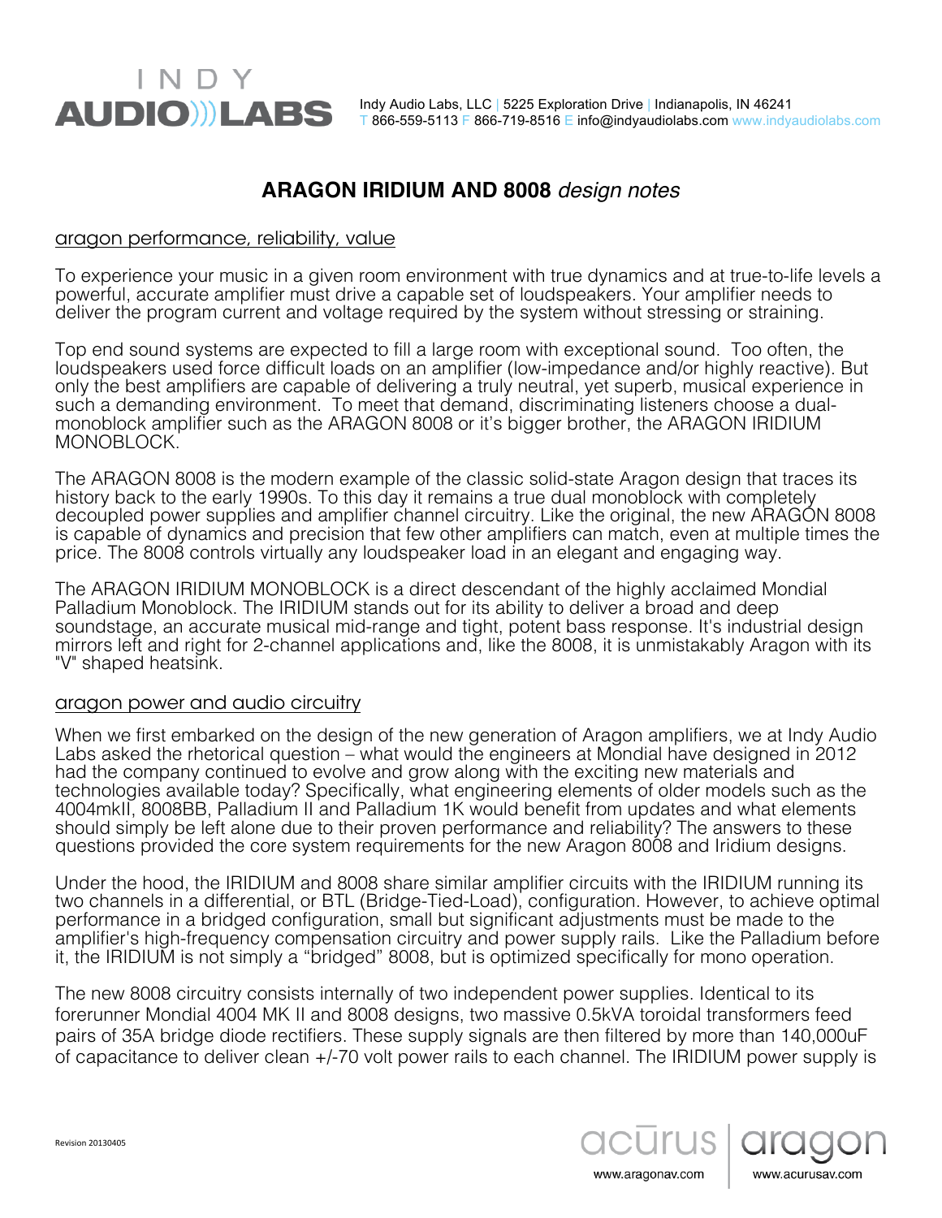Indy Audio Labs, LLC | 5225 Exploration Drive | Indianapolis, IN 46241
T 866-559-5113 F 866-719-8516 E info@indyaudiolabs.com www.indyaudiolabs.com

# ARAGON IRIDIUM AND 8008 *design notes*

## aragon performance, reliability, value

To experience your music in a given room environment with true dynamics and at true-to-life levels a powerful, accurate amplifier must drive a capable set of loudspeakers. Your amplifier needs to deliver the program current and voltage required by the system without stressing or straining.

Top end sound systems are expected to fill a large room with exceptional sound. Too often, the loudspeakers used force difficult loads on an amplifier (low-impedance and/or highly reactive). But only the best amplifiers are capable of delivering a truly neutral, yet superb, musical experience in such a demanding environment. To meet that demand, discriminating listeners choose a dual-monoblock amplifier such as the ARAGON 8008 or it's bigger brother, the ARAGON IRIDIUM MONOBLOCK.

The ARAGON 8008 is the modern example of the classic solid-state Aragon design that traces its history back to the early 1990s. To this day it remains a true dual monoblock with completely decoupled power supplies and amplifier channel circuitry. Like the original, the new ARAGON 8008 is capable of dynamics and precision that few other amplifiers can match, even at multiple times the price. The 8008 controls virtually any loudspeaker load in an elegant and engaging way.

The ARAGON IRIDIUM MONOBLOCK is a direct descendant of the highly acclaimed Mondial Palladium Monoblock. The IRIDIUM stands out for its ability to deliver a broad and deep soundstage, an accurate musical mid-range and tight, potent bass response. It's industrial design mirrors left and right for 2-channel applications and, like the 8008, it is unmistakably Aragon with its "V" shaped heatsink.

## aragon power and audio circuitry

When we first embarked on the design of the new generation of Aragon amplifiers, we at Indy Audio Labs asked the rhetorical question – what would the engineers at Mondial have designed in 2012 had the company continued to evolve and grow along with the exciting new materials and technologies available today? Specifically, what engineering elements of older models such as the 4004mkII, 8008BB, Palladium II and Palladium 1K would benefit from updates and what elements should simply be left alone due to their proven performance and reliability? The answers to these questions provided the core system requirements for the new Aragon 8008 and Iridium designs.

Under the hood, the IRIDIUM and 8008 share similar amplifier circuits with the IRIDIUM running its two channels in a differential, or BTL (Bridge-Tied-Load), configuration. However, to achieve optimal performance in a bridged configuration, small but significant adjustments must be made to the amplifier's high-frequency compensation circuitry and power supply rails. Like the Palladium before it, the IRIDIUM is not simply a "bridged" 8008, but is optimized specifically for mono operation.

The new 8008 circuitry consists internally of two independent power supplies. Identical to its forerunner Mondial 4004 MK II and 8008 designs, two massive 0.5kVA toroidal transformers feed pairs of 35A bridge diode rectifiers. These supply signals are then filtered by more than 140,000uF of capacitance to deliver clean +/-70 volt power rails to each channel. The IRIDIUM power supply is

Revision 20130405

acurus | aragon
www.aragonav.com www.acurusav.com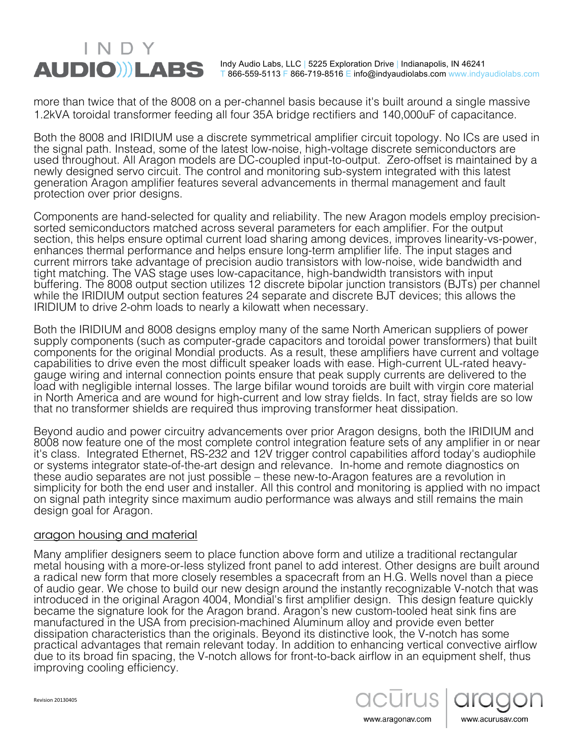more than twice that of the 8008 on a per-channel basis because it's built around a single massive 1.2kVA toroidal transformer feeding all four 35A bridge rectifiers and 140,000uF of capacitance.

Both the 8008 and IRIDIUM use a discrete symmetrical amplifier circuit topology. No ICs are used in the signal path. Instead, some of the latest low-noise, high-voltage discrete semiconductors are used throughout. All Aragon models are DC-coupled input-to-output. Zero-offset is maintained by a newly designed servo circuit. The control and monitoring sub-system integrated with this latest generation Aragon amplifier features several advancements in thermal management and fault protection over prior designs.

Components are hand-selected for quality and reliability. The new Aragon models employ precision-sorted semiconductors matched across several parameters for each amplifier. For the output section, this helps ensure optimal current load sharing among devices, improves linearity-vs-power, enhances thermal performance and helps ensure long-term amplifier life. The input stages and current mirrors take advantage of precision audio transistors with low-noise, wide bandwidth and tight matching. The VAS stage uses low-capacitance, high-bandwidth transistors with input buffering. The 8008 output section utilizes 12 discrete bipolar junction transistors (BJTs) per channel while the IRIDIUM output section features 24 separate and discrete BJT devices; this allows the IRIDIUM to drive 2-ohm loads to nearly a kilowatt when necessary.

Both the IRIDIUM and 8008 designs employ many of the same North American suppliers of power supply components (such as computer-grade capacitors and toroidal power transformers) that built components for the original Mondial products. As a result, these amplifiers have current and voltage capabilities to drive even the most difficult speaker loads with ease. High-current UL-rated heavy-gauge wiring and internal connection points ensure that peak supply currents are delivered to the load with negligible internal losses. The large bifilar wound toroids are built with virgin core material in North America and are wound for high-current and low stray fields. In fact, stray fields are so low that no transformer shields are required thus improving transformer heat dissipation.

Beyond audio and power circuitry advancements over prior Aragon designs, both the IRIDIUM and 8008 now feature one of the most complete control integration feature sets of any amplifier in or near it's class. Integrated Ethernet, RS-232 and 12V trigger control capabilities afford today's audiophile or systems integrator state-of-the-art design and relevance. In-home and remote diagnostics on these audio separates are not just possible – these new-to-Aragon features are a revolution in simplicity for both the end user and installer. All this control and monitoring is applied with no impact on signal path integrity since maximum audio performance was always and still remains the main design goal for Aragon.

## aragon housing and material

Many amplifier designers seem to place function above form and utilize a traditional rectangular metal housing with a more-or-less stylized front panel to add interest. Other designs are built around a radical new form that more closely resembles a spacecraft from an H.G. Wells novel than a piece of audio gear. We chose to build our new design around the instantly recognizable V-notch that was introduced in the original Aragon 4004, Mondial's first amplifier design. This design feature quickly became the signature look for the Aragon brand. Aragon's new custom-tooled heat sink fins are manufactured in the USA from precision-machined Aluminum alloy and provide even better dissipation characteristics than the originals. Beyond its distinctive look, the V-notch has some practical advantages that remain relevant today. In addition to enhancing vertical convective airflow due to its broad fin spacing, the V-notch allows for front-to-back airflow in an equipment shelf, thus improving cooling efficiency.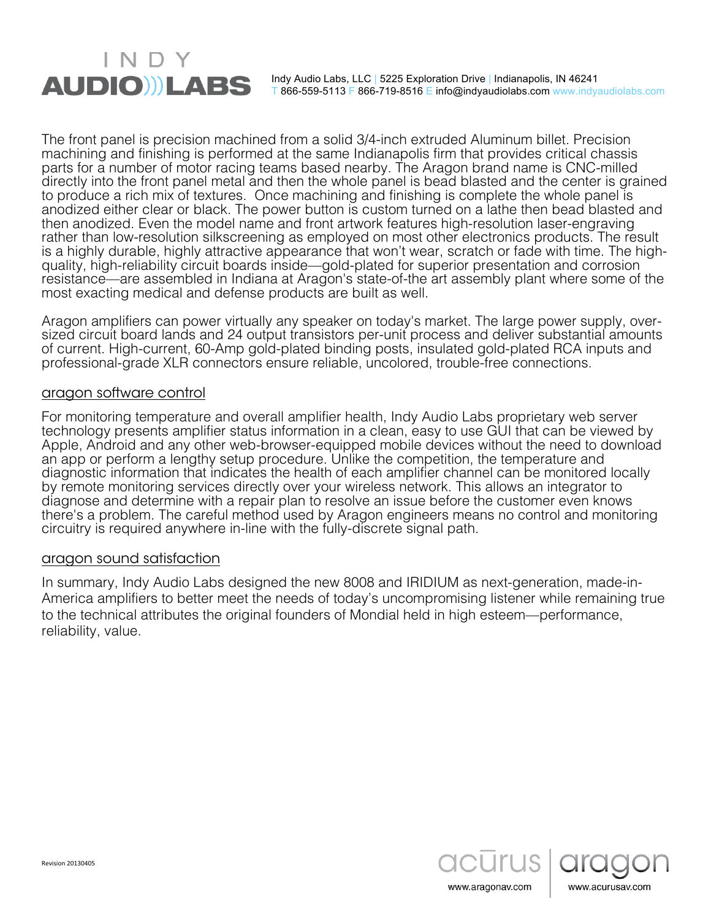The front panel is precision machined from a solid 3/4-inch extruded Aluminum billet. Precision machining and finishing is performed at the same Indianapolis firm that provides critical chassis parts for a number of motor racing teams based nearby. The Aragon brand name is CNC-milled directly into the front panel metal and then the whole panel is bead blasted and the center is grained to produce a rich mix of textures.  Once machining and finishing is complete the whole panel is anodized either clear or black. The power button is custom turned on a lathe then bead blasted and then anodized. Even the model name and front artwork features high-resolution laser-engraving rather than low-resolution silkscreening as employed on most other electronics products. The result is a highly durable, highly attractive appearance that won't wear, scratch or fade with time. The high-quality, high-reliability circuit boards inside—gold-plated for superior presentation and corrosion resistance—are assembled in Indiana at Aragon's state-of-the art assembly plant where some of the most exacting medical and defense products are built as well.

Aragon amplifiers can power virtually any speaker on today's market. The large power supply, over-sized circuit board lands and 24 output transistors per-unit process and deliver substantial amounts of current. High-current, 60-Amp gold-plated binding posts, insulated gold-plated RCA inputs and professional-grade XLR connectors ensure reliable, uncolored, trouble-free connections.

## aragon software control

For monitoring temperature and overall amplifier health, Indy Audio Labs proprietary web server technology presents amplifier status information in a clean, easy to use GUI that can be viewed by Apple, Android and any other web-browser-equipped mobile devices without the need to download an app or perform a lengthy setup procedure. Unlike the competition, the temperature and diagnostic information that indicates the health of each amplifier channel can be monitored locally by remote monitoring services directly over your wireless network. This allows an integrator to diagnose and determine with a repair plan to resolve an issue before the customer even knows there's a problem. The careful method used by Aragon engineers means no control and monitoring circuitry is required anywhere in-line with the fully-discrete signal path.

## aragon sound satisfaction

In summary, Indy Audio Labs designed the new 8008 and IRIDIUM as next-generation, made-in-America amplifiers to better meet the needs of today's uncompromising listener while remaining true to the technical attributes the original founders of Mondial held in high esteem—performance, reliability, value.

Revision 20130405